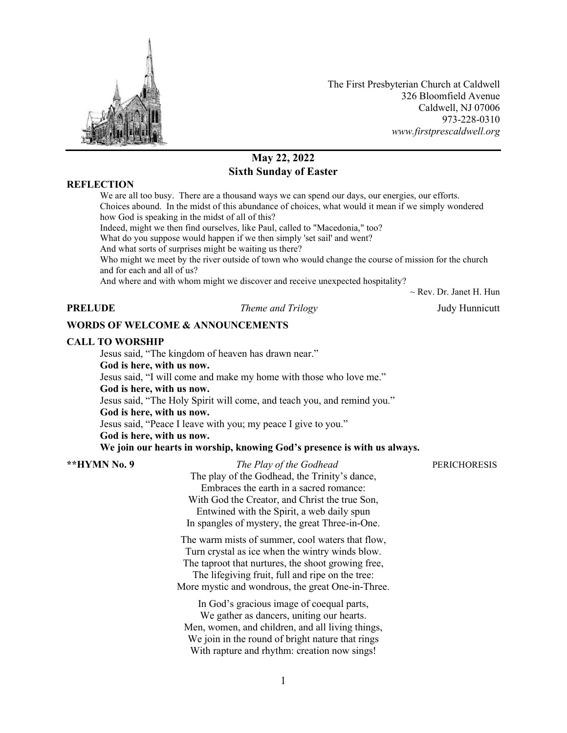The First Presbyterian Church at Caldwell
326 Bloomfield Avenue
Caldwell, NJ 07006
973-228-0310
*www.firstprescaldwell.org*

## May 22, 2022
## Sixth Sunday of Easter

**REFLECTION**

We are all too busy. There are a thousand ways we can spend our days, our energies, our efforts. Choices abound. In the midst of this abundance of choices, what would it mean if we simply wondered how God is speaking in the midst of all of this?
Indeed, might we then find ourselves, like Paul, called to "Macedonia," too?
What do you suppose would happen if we then simply 'set sail' and went?
And what sorts of surprises might be waiting us there?
Who might we meet by the river outside of town who would change the course of mission for the church and for each and all of us?
And where and with whom might we discover and receive unexpected hospitality?

~ Rev. Dr. Janet H. Hun

**PRELUDE** *Theme and Trilogy* Judy Hunnicutt

**WORDS OF WELCOME & ANNOUNCEMENTS**

**CALL TO WORSHIP**

Jesus said, "The kingdom of heaven has drawn near."
**God is here, with us now.**
Jesus said, "I will come and make my home with those who love me."
**God is here, with us now.**
Jesus said, "The Holy Spirit will come, and teach you, and remind you."
**God is here, with us now.**
Jesus said, "Peace I leave with you; my peace I give to you."
**God is here, with us now.**
**We join our hearts in worship, knowing God's presence is with us always.**

**\*\*HYMN No. 9** *The Play of the Godhead* PERICHORESIS

The play of the Godhead, the Trinity's dance,
Embraces the earth in a sacred romance:
With God the Creator, and Christ the true Son,
Entwined with the Spirit, a web daily spun
In spangles of mystery, the great Three-in-One.

The warm mists of summer, cool waters that flow,
Turn crystal as ice when the wintry winds blow.
The taproot that nurtures, the shoot growing free,
The lifegiving fruit, full and ripe on the tree:
More mystic and wondrous, the great One-in-Three.

In God's gracious image of coequal parts,
We gather as dancers, uniting our hearts.
Men, women, and children, and all living things,
We join in the round of bright nature that rings
With rapture and rhythm: creation now sings!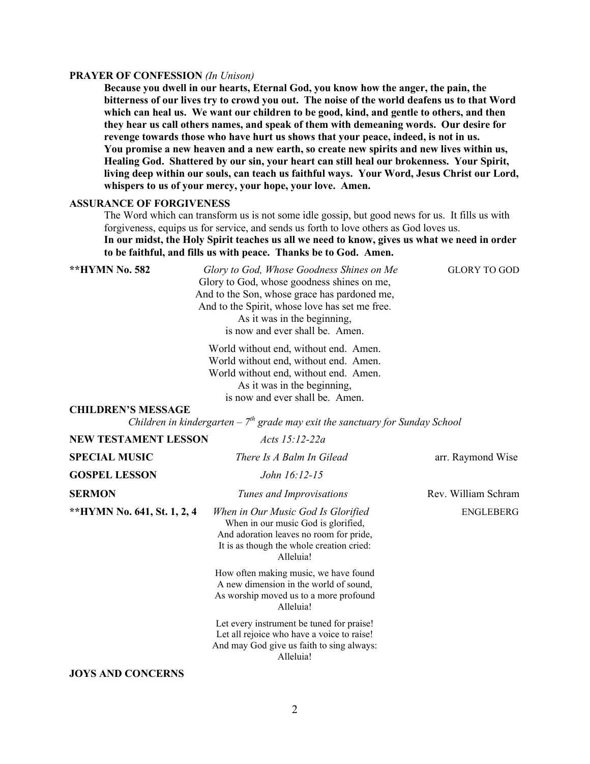**PRAYER OF CONFESSION** *(In Unison)*

**Because you dwell in our hearts, Eternal God, you know how the anger, the pain, the bitterness of our lives try to crowd you out. The noise of the world deafens us to that Word which can heal us. We want our children to be good, kind, and gentle to others, and then they hear us call others names, and speak of them with demeaning words. Our desire for revenge towards those who have hurt us shows that your peace, indeed, is not in us. You promise a new heaven and a new earth, so create new spirits and new lives within us, Healing God. Shattered by our sin, your heart can still heal our brokenness. Your Spirit, living deep within our souls, can teach us faithful ways. Your Word, Jesus Christ our Lord, whispers to us of your mercy, your hope, your love. Amen.**

**ASSURANCE OF FORGIVENESS**

The Word which can transform us is not some idle gossip, but good news for us. It fills us with forgiveness, equips us for service, and sends us forth to love others as God loves us.

**In our midst, the Holy Spirit teaches us all we need to know, gives us what we need in order to be faithful, and fills us with peace. Thanks be to God. Amen.**

**\*\*HYMN No. 582** — *Glory to God, Whose Goodness Shines on Me* — GLORY TO GOD

Glory to God, whose goodness shines on me,
And to the Son, whose grace has pardoned me,
And to the Spirit, whose love has set me free.
As it was in the beginning,
is now and ever shall be. Amen.

World without end, without end. Amen.
World without end, without end. Amen.
World without end, without end. Amen.
As it was in the beginning,
is now and ever shall be. Amen.

**CHILDREN'S MESSAGE**

*Children in kindergarten – 7th grade may exit the sanctuary for Sunday School*

**NEW TESTAMENT LESSON** — *Acts 15:12-22a*

**SPECIAL MUSIC** — *There Is A Balm In Gilead* — arr. Raymond Wise

**GOSPEL LESSON** — *John 16:12-15*

**SERMON** — *Tunes and Improvisations* — Rev. William Schram

**\*\*HYMN No. 641, St. 1, 2, 4** — *When in Our Music God Is Glorified* — ENGLEBERG

When in our music God is glorified,
And adoration leaves no room for pride,
It is as though the whole creation cried:
Alleluia!

How often making music, we have found
A new dimension in the world of sound,
As worship moved us to a more profound
Alleluia!

Let every instrument be tuned for praise!
Let all rejoice who have a voice to raise!
And may God give us faith to sing always:
Alleluia!

**JOYS AND CONCERNS**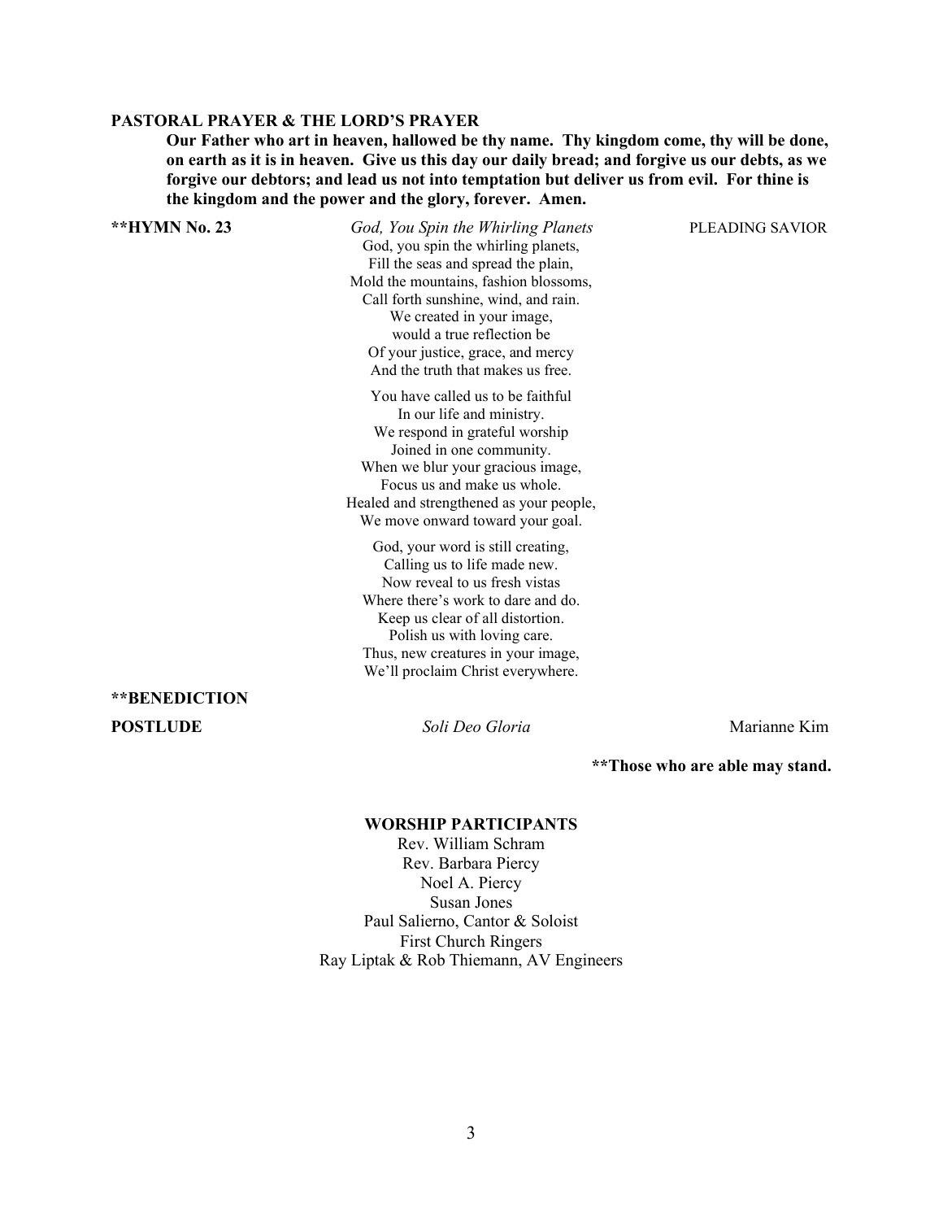**PASTORAL PRAYER & THE LORD'S PRAYER**

**Our Father who art in heaven, hallowed be thy name. Thy kingdom come, thy will be done, on earth as it is in heaven. Give us this day our daily bread; and forgive us our debts, as we forgive our debtors; and lead us not into temptation but deliver us from evil. For thine is the kingdom and the power and the glory, forever. Amen.**

**\*\*HYMN No. 23** *God, You Spin the Whirling Planets* PLEADING SAVIOR

God, you spin the whirling planets,
Fill the seas and spread the plain,
Mold the mountains, fashion blossoms,
Call forth sunshine, wind, and rain.
We created in your image,
would a true reflection be
Of your justice, grace, and mercy
And the truth that makes us free.

You have called us to be faithful
In our life and ministry.
We respond in grateful worship
Joined in one community.
When we blur your gracious image,
Focus us and make us whole.
Healed and strengthened as your people,
We move onward toward your goal.

God, your word is still creating,
Calling us to life made new.
Now reveal to us fresh vistas
Where there's work to dare and do.
Keep us clear of all distortion.
Polish us with loving care.
Thus, new creatures in your image,
We'll proclaim Christ everywhere.

**\*\*BENEDICTION**

**POSTLUDE** *Soli Deo Gloria* Marianne Kim

**\*\*Those who are able may stand.**

**WORSHIP PARTICIPANTS**

Rev. William Schram
Rev. Barbara Piercy
Noel A. Piercy
Susan Jones
Paul Salierno, Cantor & Soloist
First Church Ringers
Ray Liptak & Rob Thiemann, AV Engineers